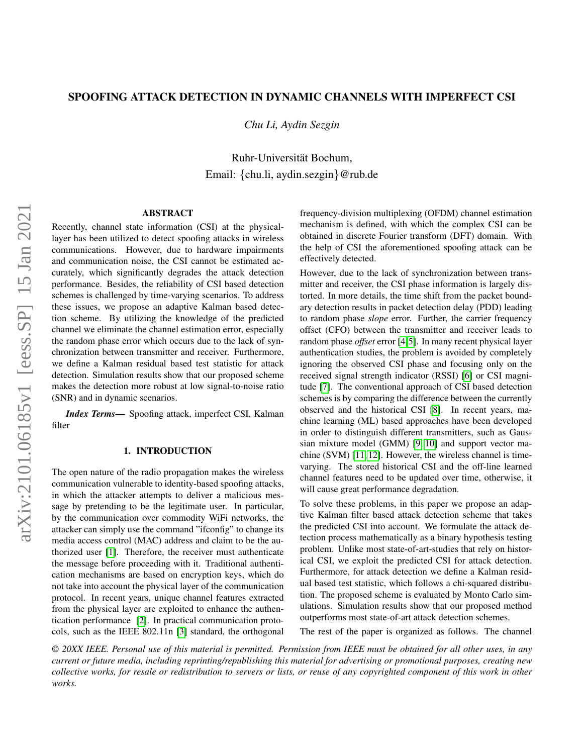# SPOOFING ATTACK DETECTION IN DYNAMIC CHANNELS WITH IMPERFECT CSI

*Chu Li, Aydin Sezgin*

Ruhr-Universität Bochum,
Email: {chu.li, aydin.sezgin}@rub.de

## ABSTRACT

Recently, channel state information (CSI) at the physical-layer has been utilized to detect spoofing attacks in wireless communications. However, due to hardware impairments and communication noise, the CSI cannot be estimated accurately, which significantly degrades the attack detection performance. Besides, the reliability of CSI based detection schemes is challenged by time-varying scenarios. To address these issues, we propose an adaptive Kalman based detection scheme. By utilizing the knowledge of the predicted channel we eliminate the channel estimation error, especially the random phase error which occurs due to the lack of synchronization between transmitter and receiver. Furthermore, we define a Kalman residual based test statistic for attack detection. Simulation results show that our proposed scheme makes the detection more robust at low signal-to-noise ratio (SNR) and in dynamic scenarios.

***Index Terms—*** Spoofing attack, imperfect CSI, Kalman filter

## 1. INTRODUCTION

The open nature of the radio propagation makes the wireless communication vulnerable to identity-based spoofing attacks, in which the attacker attempts to deliver a malicious message by pretending to be the legitimate user. In particular, by the communication over commodity WiFi networks, the attacker can simply use the command "ifconfig" to change its media access control (MAC) address and claim to be the authorized user [1]. Therefore, the receiver must authenticate the message before proceeding with it. Traditional authentication mechanisms are based on encryption keys, which do not take into account the physical layer of the communication protocol. In recent years, unique channel features extracted from the physical layer are exploited to enhance the authentication performance [2]. In practical communication protocols, such as the IEEE 802.11n [3] standard, the orthogonal frequency-division multiplexing (OFDM) channel estimation mechanism is defined, with which the complex CSI can be obtained in discrete Fourier transform (DFT) domain. With the help of CSI the aforementioned spoofing attack can be effectively detected.

However, due to the lack of synchronization between transmitter and receiver, the CSI phase information is largely distorted. In more details, the time shift from the packet boundary detection results in packet detection delay (PDD) leading to random phase *slope* error. Further, the carrier frequency offset (CFO) between the transmitter and receiver leads to random phase *offset* error [4,5]. In many recent physical layer authentication studies, the problem is avoided by completely ignoring the observed CSI phase and focusing only on the received signal strength indicator (RSSI) [6] or CSI magnitude [7]. The conventional approach of CSI based detection schemes is by comparing the difference between the currently observed and the historical CSI [8]. In recent years, machine learning (ML) based approaches have been developed in order to distinguish different transmitters, such as Gaussian mixture model (GMM) [9, 10] and support vector machine (SVM) [11, 12]. However, the wireless channel is time-varying. The stored historical CSI and the off-line learned channel features need to be updated over time, otherwise, it will cause great performance degradation.

To solve these problems, in this paper we propose an adaptive Kalman filter based attack detection scheme that takes the predicted CSI into account. We formulate the attack detection process mathematically as a binary hypothesis testing problem. Unlike most state-of-art-studies that rely on historical CSI, we exploit the predicted CSI for attack detection. Furthermore, for attack detection we define a Kalman residual based test statistic, which follows a chi-squared distribution. The proposed scheme is evaluated by Monto Carlo simulations. Simulation results show that our proposed method outperforms most state-of-art attack detection schemes.

The rest of the paper is organized as follows. The channel

*© 20XX IEEE. Personal use of this material is permitted. Permission from IEEE must be obtained for all other uses, in any current or future media, including reprinting/republishing this material for advertising or promotional purposes, creating new collective works, for resale or redistribution to servers or lists, or reuse of any copyrighted component of this work in other works.*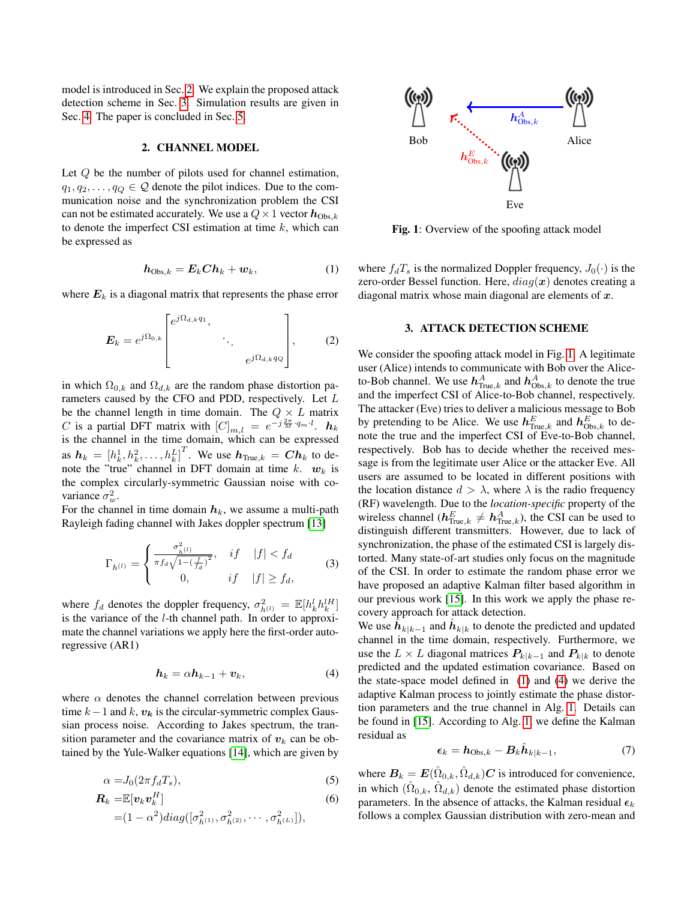model is introduced in Sec. 2. We explain the proposed attack detection scheme in Sec. 3. Simulation results are given in Sec. 4. The paper is concluded in Sec. 5.

## 2. CHANNEL MODEL

Let $Q$ be the number of pilots used for channel estimation, $q_1, q_2, \ldots, q_Q \in \mathcal{Q}$ denote the pilot indices. Due to the communication noise and the synchronization problem the CSI can not be estimated accurately. We use a $Q \times 1$ vector $\boldsymbol{h}_{\text{Obs},k}$ to denote the imperfect CSI estimation at time $k$, which can be expressed as

$$\boldsymbol{h}_{\text{Obs},k} = \boldsymbol{E}_k \boldsymbol{C} \boldsymbol{h}_k + \boldsymbol{w}_k, \tag{1}$$

where $\boldsymbol{E}_k$ is a diagonal matrix that represents the phase error

$$\boldsymbol{E}_k = e^{j\Omega_{0,k}} \begin{bmatrix} e^{j\Omega_{d,k} q_1}, & & \\ & \ddots & \\ & & e^{j\Omega_{d,k} q_Q} \end{bmatrix}, \tag{2}$$

in which $\Omega_{0,k}$ and $\Omega_{d,k}$ are the random phase distortion parameters caused by the CFO and PDD, respectively. Let $L$ be the channel length in time domain. The $Q \times L$ matrix $\boldsymbol{C}$ is a partial DFT matrix with $[C]_{m,l} = e^{-j\frac{2\pi}{M} \cdot q_m \cdot l}$. $\boldsymbol{h}_k$ is the channel in the time domain, which can be expressed as $\boldsymbol{h}_k = [h_k^1, h_k^2, \ldots, h_k^L]^T$. We use $\boldsymbol{h}_{\text{True},k} = \boldsymbol{C}\boldsymbol{h}_k$ to denote the "true" channel in DFT domain at time $k$. $\boldsymbol{w}_k$ is the complex circularly-symmetric Gaussian noise with covariance $\sigma_w^2$.

For the channel in time domain $\boldsymbol{h}_k$, we assume a multi-path Rayleigh fading channel with Jakes doppler spectrum [13]

$$\Gamma_{h^{(l)}} = \begin{cases} \frac{\sigma^2_{h^{(l)}}}{\pi f_d \sqrt{1-(\frac{f}{f_d})^2}}, & if \quad |f| < f_d \\ 0, & if \quad |f| \geq f_d, \end{cases} \tag{3}$$

where $f_d$ denotes the doppler frequency, $\sigma^2_{h^{(l)}} = \mathbb{E}[h_k^l h_k^{lH}]$ is the variance of the $l$-th channel path. In order to approximate the channel variations we apply here the first-order autoregressive (AR1)

$$\boldsymbol{h}_k = \alpha \boldsymbol{h}_{k-1} + \boldsymbol{v}_k, \tag{4}$$

where $\alpha$ denotes the channel correlation between previous time $k-1$ and $k$, $\boldsymbol{v_k}$ is the circular-symmetric complex Gaussian process noise. According to Jakes spectrum, the transition parameter and the covariance matrix of $\boldsymbol{v}_k$ can be obtained by the Yule-Walker equations [14], which are given by

$$\alpha = J_0(2\pi f_d T_s), \tag{5}$$

$$\begin{aligned} \boldsymbol{R}_k &= \mathbb{E}[\boldsymbol{v}_k \boldsymbol{v}_k^H] \qquad (6) \\ &= (1-\alpha^2) diag([\sigma^2_{h^{(1)}}, \sigma^2_{h^{(2)}}, \cdots, \sigma^2_{h^{(L)}}]), \end{aligned}$$

where $f_d T_s$ is the normalized Doppler frequency, $J_0(\cdot)$ is the zero-order Bessel function. Here, $diag(\boldsymbol{x})$ denotes creating a diagonal matrix whose main diagonal are elements of $\boldsymbol{x}$.

**Fig. 1**: Overview of the spoofing attack model

## 3. ATTACK DETECTION SCHEME

We consider the spoofing attack model in Fig. 1. A legitimate user (Alice) intends to communicate with Bob over the Alice-to-Bob channel. We use $\boldsymbol{h}^A_{\text{True},k}$ and $\boldsymbol{h}^A_{\text{Obs},k}$ to denote the true and the imperfect CSI of Alice-to-Bob channel, respectively. The attacker (Eve) tries to deliver a malicious message to Bob by pretending to be Alice. We use $\boldsymbol{h}^E_{\text{True},k}$ and $\boldsymbol{h}^E_{\text{Obs},k}$ to denote the true and the imperfect CSI of Eve-to-Bob channel, respectively. Bob has to decide whether the received message is from the legitimate user Alice or the attacker Eve. All users are assumed to be located in different positions with the location distance $d > \lambda$, where $\lambda$ is the radio frequency (RF) wavelength. Due to the *location-specific* property of the wireless channel ($\boldsymbol{h}^E_{\text{True},k} \neq \boldsymbol{h}^A_{\text{True},k}$), the CSI can be used to distinguish different transmitters. However, due to lack of synchronization, the phase of the estimated CSI is largely distorted. Many state-of-art studies only focus on the magnitude of the CSI. In order to estimate the random phase error we have proposed an adaptive Kalman filter based algorithm in our previous work [15]. In this work we apply the phase recovery approach for attack detection.

We use $\hat{\boldsymbol{h}}_{k|k-1}$ and $\hat{\boldsymbol{h}}_{k|k}$ to denote the predicted and updated channel in the time domain, respectively. Furthermore, we use the $L \times L$ diagonal matrices $\boldsymbol{P}_{k|k-1}$ and $\boldsymbol{P}_{k|k}$ to denote predicted and the updated estimation covariance. Based on the state-space model defined in (1) and (4) we derive the adaptive Kalman process to jointly estimate the phase distortion parameters and the true channel in Alg. 1. Details can be found in [15]. According to Alg. 1, we define the Kalman residual as

$$\boldsymbol{\epsilon}_k = \boldsymbol{h}_{\text{Obs},k} - \boldsymbol{B}_k \hat{\boldsymbol{h}}_{k|k-1}, \tag{7}$$

where $\boldsymbol{B}_k = \boldsymbol{E}(\hat{\Omega}_{0,k}, \hat{\Omega}_{d,k})\boldsymbol{C}$ is introduced for convenience, in which $(\hat{\Omega}_{0,k}, \hat{\Omega}_{d,k})$ denote the estimated phase distortion parameters. In the absence of attacks, the Kalman residual $\boldsymbol{\epsilon}_k$ follows a complex Gaussian distribution with zero-mean and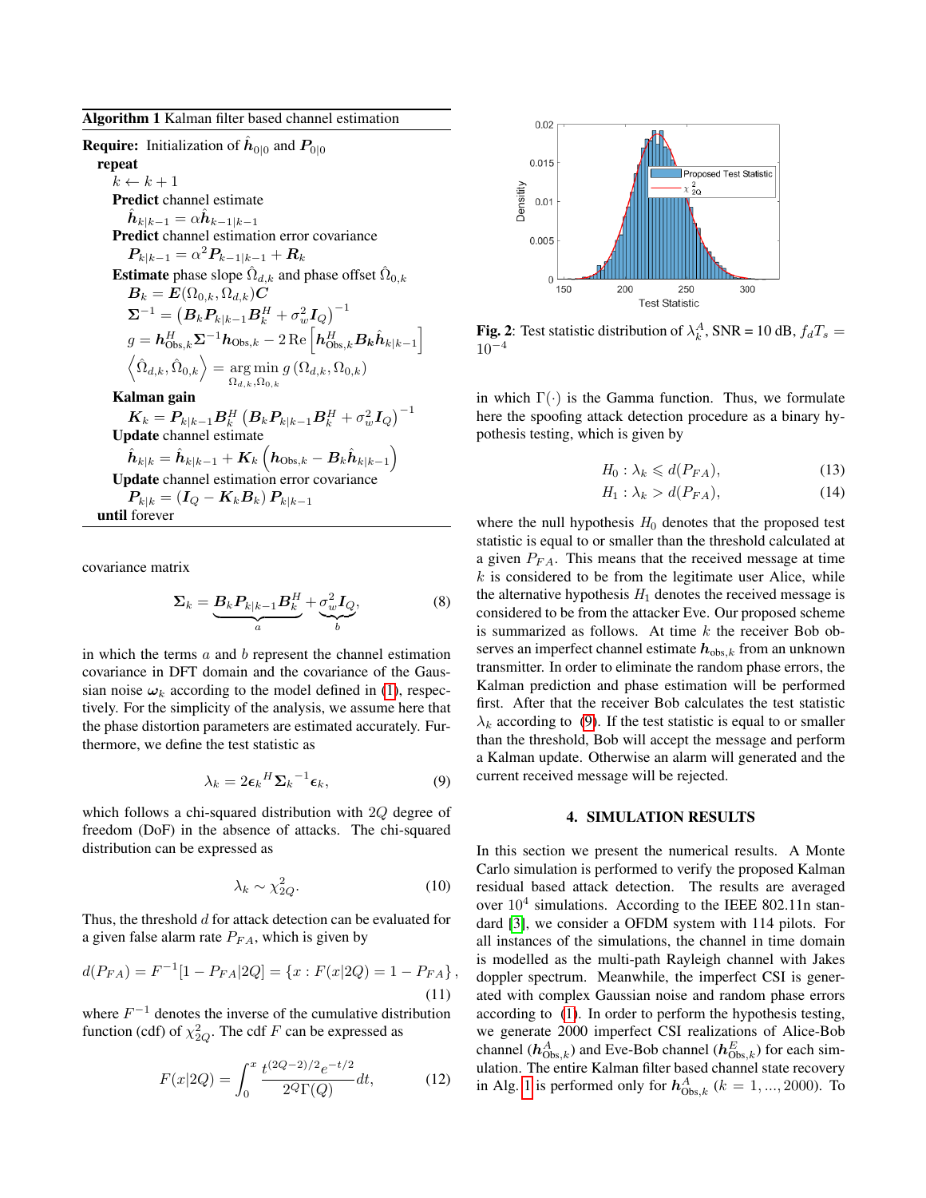**Algorithm 1** Kalman filter based channel estimation

**Require:** Initialization of $\hat{\boldsymbol{h}}_{0|0}$ and $\boldsymbol{P}_{0|0}$

**repeat**

$k \leftarrow k+1$

**Predict** channel estimate

$\hat{\boldsymbol{h}}_{k|k-1} = \alpha \hat{\boldsymbol{h}}_{k-1|k-1}$

**Predict** channel estimation error covariance

$\boldsymbol{P}_{k|k-1} = \alpha^2 \boldsymbol{P}_{k-1|k-1} + \boldsymbol{R}_k$

**Estimate** phase slope $\hat{\Omega}_{d,k}$ and phase offset $\hat{\Omega}_{0,k}$

$\boldsymbol{B}_k = \boldsymbol{E}(\Omega_{0,k}, \Omega_{d,k})\boldsymbol{C}$

$\boldsymbol{\Sigma}^{-1} = \left(\boldsymbol{B}_k \boldsymbol{P}_{k|k-1} \boldsymbol{B}_k^H + \sigma_w^2 \boldsymbol{I}_Q\right)^{-1}$

$g = \boldsymbol{h}_{\text{Obs},k}^H \boldsymbol{\Sigma}^{-1} \boldsymbol{h}_{\text{Obs},k} - 2\,\text{Re}\left[\boldsymbol{h}_{\text{Obs},k}^H \boldsymbol{B}_k \hat{\boldsymbol{h}}_{k|k-1}\right]$

$\left\langle \hat{\Omega}_{d,k}, \hat{\Omega}_{0,k} \right\rangle = \underset{\Omega_{d,k}, \Omega_{0,k}}{\arg\min}\, g\left(\Omega_{d,k}, \Omega_{0,k}\right)$

**Kalman gain**

$\boldsymbol{K}_k = \boldsymbol{P}_{k|k-1} \boldsymbol{B}_k^H \left(\boldsymbol{B}_k \boldsymbol{P}_{k|k-1} \boldsymbol{B}_k^H + \sigma_w^2 \boldsymbol{I}_Q\right)^{-1}$

**Update** channel estimate

$\hat{\boldsymbol{h}}_{k|k} = \hat{\boldsymbol{h}}_{k|k-1} + \boldsymbol{K}_k \left(\boldsymbol{h}_{\text{Obs},k} - \boldsymbol{B}_k \hat{\boldsymbol{h}}_{k|k-1}\right)$

**Update** channel estimation error covariance

$\boldsymbol{P}_{k|k} = \left(\boldsymbol{I}_Q - \boldsymbol{K}_k \boldsymbol{B}_k\right) \boldsymbol{P}_{k|k-1}$

**until** forever

covariance matrix

$$\boldsymbol{\Sigma}_k = \underbrace{\boldsymbol{B}_k \boldsymbol{P}_{k|k-1} \boldsymbol{B}_k^H}_{a} + \underbrace{\sigma_w^2 \boldsymbol{I}_Q}_{b}, \tag{8}$$

in which the terms $a$ and $b$ represent the channel estimation covariance in DFT domain and the covariance of the Gaussian noise $\boldsymbol{\omega}_k$ according to the model defined in (1), respectively. For the simplicity of the analysis, we assume here that the phase distortion parameters are estimated accurately. Furthermore, we define the test statistic as

$$\lambda_k = 2\boldsymbol{\epsilon}_k{}^H \boldsymbol{\Sigma}_k{}^{-1} \boldsymbol{\epsilon}_k, \tag{9}$$

which follows a chi-squared distribution with $2Q$ degree of freedom (DoF) in the absence of attacks. The chi-squared distribution can be expressed as

$$\lambda_k \sim \chi^2_{2Q}. \tag{10}$$

Thus, the threshold $d$ for attack detection can be evaluated for a given false alarm rate $P_{FA}$, which is given by

$$d(P_{FA}) = F^{-1}[1 - P_{FA}|2Q] = \{x : F(x|2Q) = 1 - P_{FA}\}, \tag{11}$$

where $F^{-1}$ denotes the inverse of the cumulative distribution function (cdf) of $\chi^2_{2Q}$. The cdf $F$ can be expressed as

$$F(x|2Q) = \int_0^x \frac{t^{(2Q-2)/2} e^{-t/2}}{2^Q \Gamma(Q)} dt, \tag{12}$$

**Fig. 2**: Test statistic distribution of $\lambda_k^A$, SNR = 10 dB, $f_d T_s = 10^{-4}$

in which $\Gamma(\cdot)$ is the Gamma function. Thus, we formulate here the spoofing attack detection procedure as a binary hypothesis testing, which is given by

$$H_0 : \lambda_k \leqslant d(P_{FA}), \tag{13}$$

$$H_1 : \lambda_k > d(P_{FA}), \tag{14}$$

where the null hypothesis $H_0$ denotes that the proposed test statistic is equal to or smaller than the threshold calculated at a given $P_{FA}$. This means that the received message at time $k$ is considered to be from the legitimate user Alice, while the alternative hypothesis $H_1$ denotes the received message is considered to be from the attacker Eve. Our proposed scheme is summarized as follows. At time $k$ the receiver Bob observes an imperfect channel estimate $\boldsymbol{h}_{\text{obs},k}$ from an unknown transmitter. In order to eliminate the random phase errors, the Kalman prediction and phase estimation will be performed first. After that the receiver Bob calculates the test statistic $\lambda_k$ according to (9). If the test statistic is equal to or smaller than the threshold, Bob will accept the message and perform a Kalman update. Otherwise an alarm will generated and the current received message will be rejected.

## 4. SIMULATION RESULTS

In this section we present the numerical results. A Monte Carlo simulation is performed to verify the proposed Kalman residual based attack detection. The results are averaged over $10^4$ simulations. According to the IEEE 802.11n standard [3], we consider a OFDM system with 114 pilots. For all instances of the simulations, the channel in time domain is modelled as the multi-path Rayleigh channel with Jakes doppler spectrum. Meanwhile, the imperfect CSI is generated with complex Gaussian noise and random phase errors according to (1). In order to perform the hypothesis testing, we generate 2000 imperfect CSI realizations of Alice-Bob channel ($\boldsymbol{h}_{\text{Obs},k}^A$) and Eve-Bob channel ($\boldsymbol{h}_{\text{Obs},k}^E$) for each simulation. The entire Kalman filter based channel state recovery in Alg. 1 is performed only for $\boldsymbol{h}_{\text{Obs},k}^A$ ($k = 1, ..., 2000$). To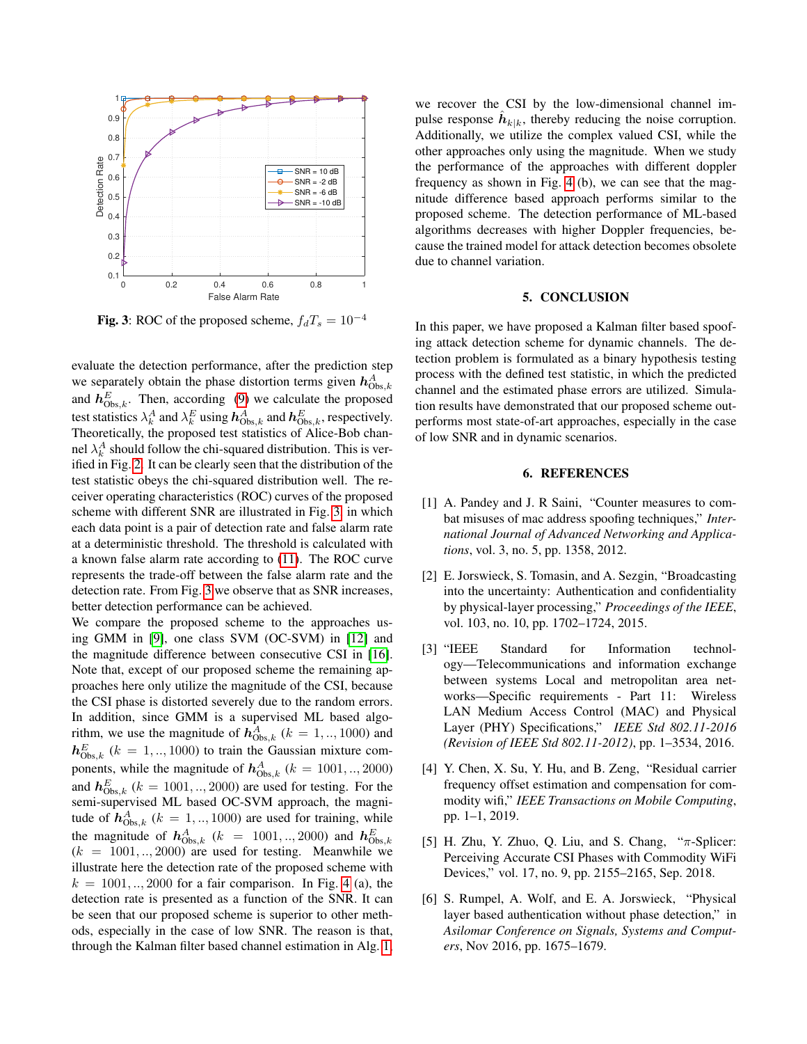**Fig. 3**: ROC of the proposed scheme, $f_d T_s = 10^{-4}$

evaluate the detection performance, after the prediction step we separately obtain the phase distortion terms given $\boldsymbol{h}^{A}_{\text{Obs},k}$ and $\boldsymbol{h}^{E}_{\text{Obs},k}$. Then, according (9) we calculate the proposed test statistics $\lambda^{A}_{k}$ and $\lambda^{E}_{k}$ using $\boldsymbol{h}^{A}_{\text{Obs},k}$ and $\boldsymbol{h}^{E}_{\text{Obs},k}$, respectively. Theoretically, the proposed test statistics of Alice-Bob channel $\lambda^{A}_{k}$ should follow the chi-squared distribution. This is verified in Fig. 2. It can be clearly seen that the distribution of the test statistic obeys the chi-squared distribution well. The receiver operating characteristics (ROC) curves of the proposed scheme with different SNR are illustrated in Fig. 3 in which each data point is a pair of detection rate and false alarm rate at a deterministic threshold. The threshold is calculated with a known false alarm rate according to (11). The ROC curve represents the trade-off between the false alarm rate and the detection rate. From Fig. 3 we observe that as SNR increases, better detection performance can be achieved.

We compare the proposed scheme to the approaches using GMM in [9], one class SVM (OC-SVM) in [12] and the magnitude difference between consecutive CSI in [16]. Note that, except of our proposed scheme the remaining approaches here only utilize the magnitude of the CSI, because the CSI phase is distorted severely due to the random errors. In addition, since GMM is a supervised ML based algorithm, we use the magnitude of $\boldsymbol{h}^{A}_{\text{Obs},k}$ ($k = 1, .., 1000$) and $\boldsymbol{h}^{E}_{\text{Obs},k}$ ($k = 1, .., 1000$) to train the Gaussian mixture components, while the magnitude of $\boldsymbol{h}^{A}_{\text{Obs},k}$ ($k = 1001, .., 2000$) and $\boldsymbol{h}^{E}_{\text{Obs},k}$ ($k = 1001, .., 2000$) are used for testing. For the semi-supervised ML based OC-SVM approach, the magnitude of $\boldsymbol{h}^{A}_{\text{Obs},k}$ ($k = 1, .., 1000$) are used for training, while the magnitude of $\boldsymbol{h}^{A}_{\text{Obs},k}$ ($k = 1001, .., 2000$) and $\boldsymbol{h}^{E}_{\text{Obs},k}$ ($k = 1001, .., 2000$) are used for testing. Meanwhile we illustrate here the detection rate of the proposed scheme with $k = 1001, .., 2000$ for a fair comparison. In Fig. 4 (a), the detection rate is presented as a function of the SNR. It can be seen that our proposed scheme is superior to other methods, especially in the case of low SNR. The reason is that, through the Kalman filter based channel estimation in Alg. 1, we recover the CSI by the low-dimensional channel impulse response $\hat{\boldsymbol{h}}_{k|k}$, thereby reducing the noise corruption. Additionally, we utilize the complex valued CSI, while the other approaches only using the magnitude. When we study the performance of the approaches with different doppler frequency as shown in Fig. 4 (b), we can see that the magnitude difference based approach performs similar to the proposed scheme. The detection performance of ML-based algorithms decreases with higher Doppler frequencies, because the trained model for attack detection becomes obsolete due to channel variation.

## 5. CONCLUSION

In this paper, we have proposed a Kalman filter based spoofing attack detection scheme for dynamic channels. The detection problem is formulated as a binary hypothesis testing process with the defined test statistic, in which the predicted channel and the estimated phase errors are utilized. Simulation results have demonstrated that our proposed scheme outperforms most state-of-art approaches, especially in the case of low SNR and in dynamic scenarios.

## 6. REFERENCES

[1] A. Pandey and J. R Saini, "Counter measures to combat misuses of mac address spoofing techniques," *International Journal of Advanced Networking and Applications*, vol. 3, no. 5, pp. 1358, 2012.

[2] E. Jorswieck, S. Tomasin, and A. Sezgin, "Broadcasting into the uncertainty: Authentication and confidentiality by physical-layer processing," *Proceedings of the IEEE*, vol. 103, no. 10, pp. 1702–1724, 2015.

[3] "IEEE Standard for Information technology—Telecommunications and information exchange between systems Local and metropolitan area networks—Specific requirements - Part 11: Wireless LAN Medium Access Control (MAC) and Physical Layer (PHY) Specifications," *IEEE Std 802.11-2016 (Revision of IEEE Std 802.11-2012)*, pp. 1–3534, 2016.

[4] Y. Chen, X. Su, Y. Hu, and B. Zeng, "Residual carrier frequency offset estimation and compensation for commodity wifi," *IEEE Transactions on Mobile Computing*, pp. 1–1, 2019.

[5] H. Zhu, Y. Zhuo, Q. Liu, and S. Chang, "$\pi$-Splicer: Perceiving Accurate CSI Phases with Commodity WiFi Devices," vol. 17, no. 9, pp. 2155–2165, Sep. 2018.

[6] S. Rumpel, A. Wolf, and E. A. Jorswieck, "Physical layer based authentication without phase detection," in *Asilomar Conference on Signals, Systems and Computers*, Nov 2016, pp. 1675–1679.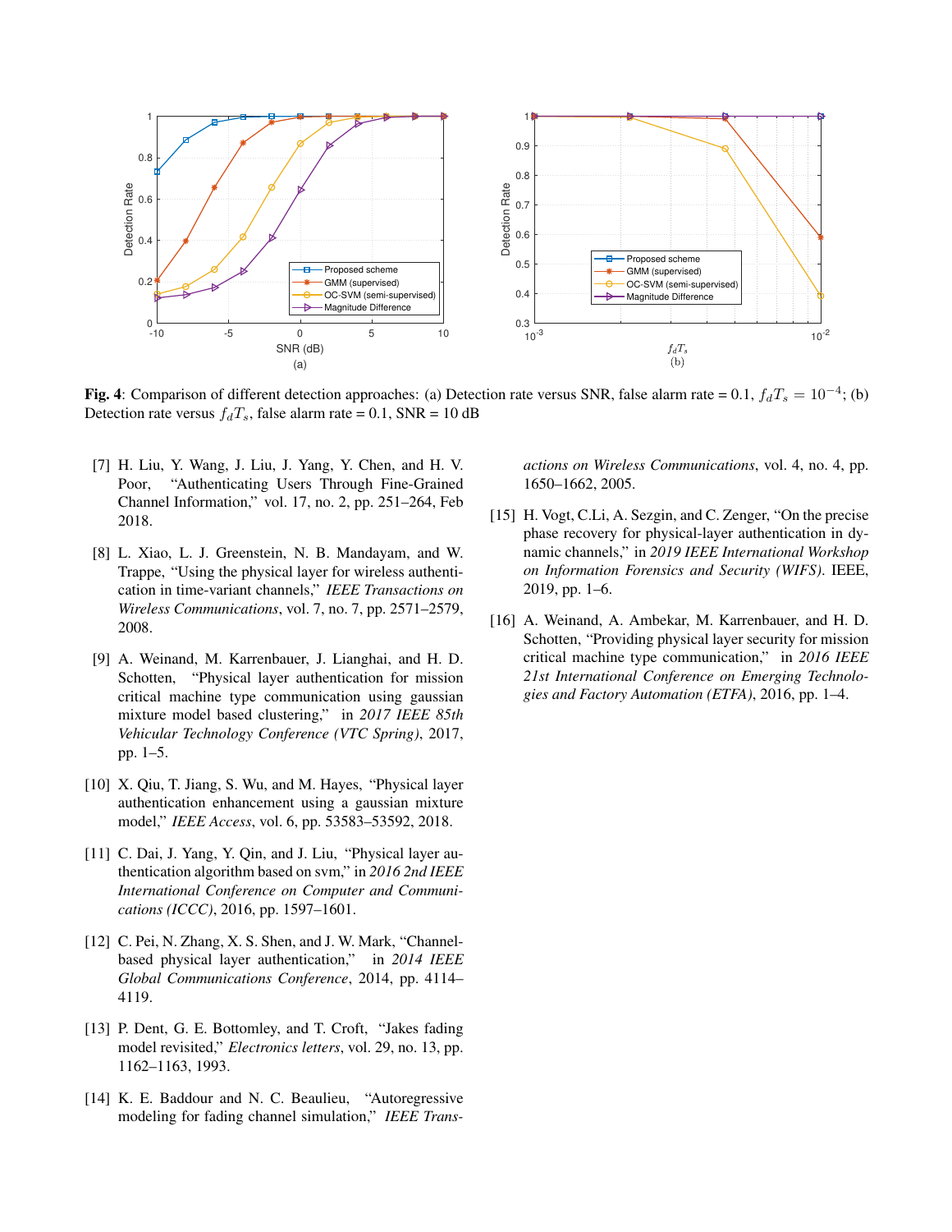Detection Rate
SNR (dB)
(a)
Proposed scheme
GMM (supervised)
OC-SVM (semi-supervised)
Magnitude Difference

Detection Rate
$f_d T_s$
(b)
Proposed scheme
GMM (supervised)
OC-SVM (semi-supervised)
Magnitude Difference

**Fig. 4**: Comparison of different detection approaches: (a) Detection rate versus SNR, false alarm rate = 0.1, $f_d T_s = 10^{-4}$; (b) Detection rate versus $f_d T_s$, false alarm rate = 0.1, SNR = 10 dB

[7] H. Liu, Y. Wang, J. Liu, J. Yang, Y. Chen, and H. V. Poor, "Authenticating Users Through Fine-Grained Channel Information," vol. 17, no. 2, pp. 251–264, Feb 2018.

[8] L. Xiao, L. J. Greenstein, N. B. Mandayam, and W. Trappe, "Using the physical layer for wireless authentication in time-variant channels," *IEEE Transactions on Wireless Communications*, vol. 7, no. 7, pp. 2571–2579, 2008.

[9] A. Weinand, M. Karrenbauer, J. Lianghai, and H. D. Schotten, "Physical layer authentication for mission critical machine type communication using gaussian mixture model based clustering," in *2017 IEEE 85th Vehicular Technology Conference (VTC Spring)*, 2017, pp. 1–5.

[10] X. Qiu, T. Jiang, S. Wu, and M. Hayes, "Physical layer authentication enhancement using a gaussian mixture model," *IEEE Access*, vol. 6, pp. 53583–53592, 2018.

[11] C. Dai, J. Yang, Y. Qin, and J. Liu, "Physical layer authentication algorithm based on svm," in *2016 2nd IEEE International Conference on Computer and Communications (ICCC)*, 2016, pp. 1597–1601.

[12] C. Pei, N. Zhang, X. S. Shen, and J. W. Mark, "Channel-based physical layer authentication," in *2014 IEEE Global Communications Conference*, 2014, pp. 4114–4119.

[13] P. Dent, G. E. Bottomley, and T. Croft, "Jakes fading model revisited," *Electronics letters*, vol. 29, no. 13, pp. 1162–1163, 1993.

[14] K. E. Baddour and N. C. Beaulieu, "Autoregressive modeling for fading channel simulation," *IEEE Transactions on Wireless Communications*, vol. 4, no. 4, pp. 1650–1662, 2005.

[15] H. Vogt, C.Li, A. Sezgin, and C. Zenger, "On the precise phase recovery for physical-layer authentication in dynamic channels," in *2019 IEEE International Workshop on Information Forensics and Security (WIFS)*. IEEE, 2019, pp. 1–6.

[16] A. Weinand, A. Ambekar, M. Karrenbauer, and H. D. Schotten, "Providing physical layer security for mission critical machine type communication," in *2016 IEEE 21st International Conference on Emerging Technologies and Factory Automation (ETFA)*, 2016, pp. 1–4.